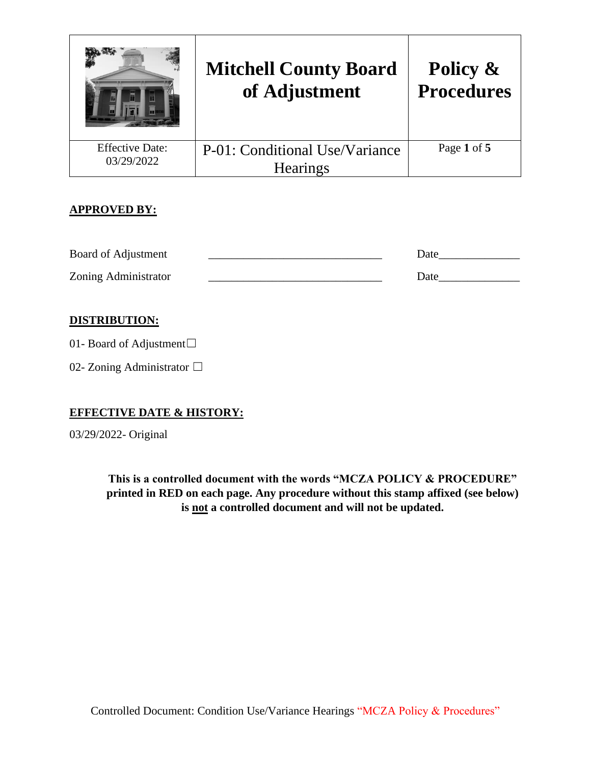| | Mitchell County Board of Adjustment | Policy & Procedures |
|---|---|---|
| Effective Date: 03/29/2022 | P-01: Conditional Use/Variance Hearings | Page **1** of **5** |

**APPROVED BY:**

| | | |
|---|---|---|
| Board of Adjustment | ______________________________ | Date______________ |
| Zoning Administrator | ______________________________ | Date______________ |

**DISTRIBUTION:**

01- Board of Adjustment☐

02- Zoning Administrator ☐

**EFFECTIVE DATE & HISTORY:**

03/29/2022- Original

**This is a controlled document with the words "MCZA POLICY & PROCEDURE" printed in RED on each page. Any procedure without this stamp affixed (see below) is not a controlled document and will not be updated.**

Controlled Document: Condition Use/Variance Hearings "MCZA Policy & Procedures"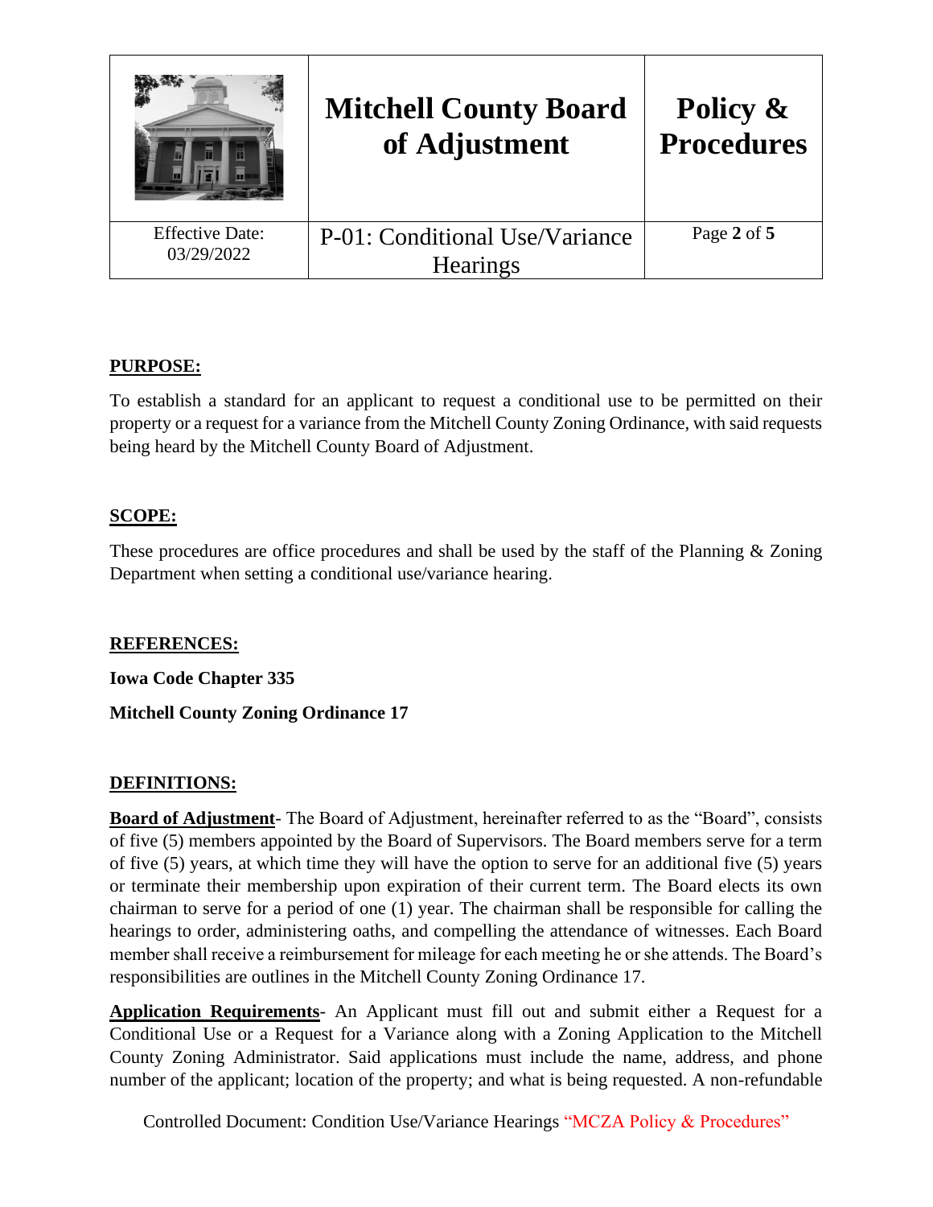## PURPOSE:

To establish a standard for an applicant to request a conditional use to be permitted on their property or a request for a variance from the Mitchell County Zoning Ordinance, with said requests being heard by the Mitchell County Board of Adjustment.

## SCOPE:

These procedures are office procedures and shall be used by the staff of the Planning & Zoning Department when setting a conditional use/variance hearing.

## REFERENCES:

**Iowa Code Chapter 335**

**Mitchell County Zoning Ordinance 17**

## DEFINITIONS:

**Board of Adjustment**- The Board of Adjustment, hereinafter referred to as the "Board", consists of five (5) members appointed by the Board of Supervisors. The Board members serve for a term of five (5) years, at which time they will have the option to serve for an additional five (5) years or terminate their membership upon expiration of their current term. The Board elects its own chairman to serve for a period of one (1) year. The chairman shall be responsible for calling the hearings to order, administering oaths, and compelling the attendance of witnesses. Each Board member shall receive a reimbursement for mileage for each meeting he or she attends. The Board's responsibilities are outlines in the Mitchell County Zoning Ordinance 17.

**Application Requirements**- An Applicant must fill out and submit either a Request for a Conditional Use or a Request for a Variance along with a Zoning Application to the Mitchell County Zoning Administrator. Said applications must include the name, address, and phone number of the applicant; location of the property; and what is being requested. A non-refundable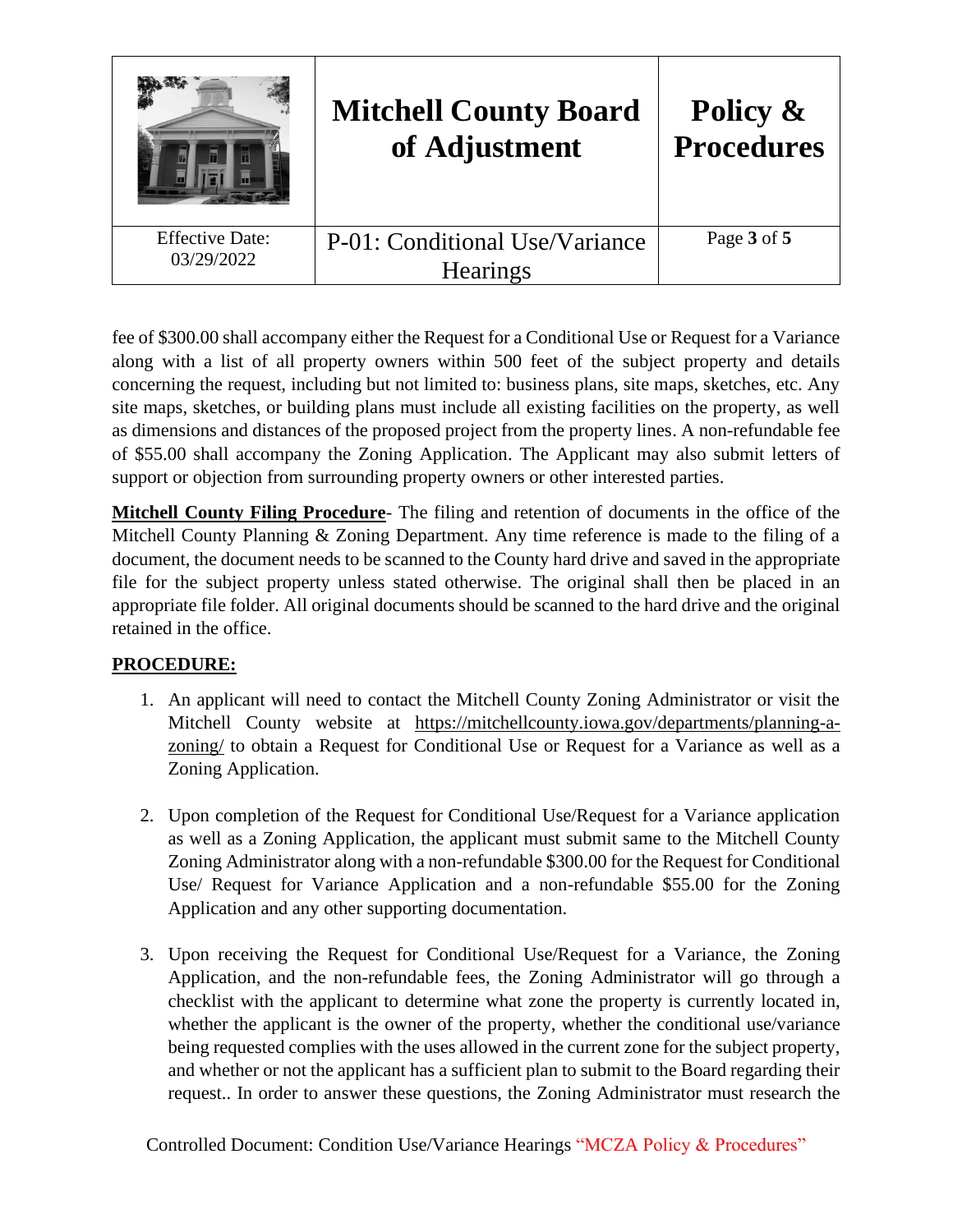fee of $300.00 shall accompany either the Request for a Conditional Use or Request for a Variance along with a list of all property owners within 500 feet of the subject property and details concerning the request, including but not limited to: business plans, site maps, sketches, etc. Any site maps, sketches, or building plans must include all existing facilities on the property, as well as dimensions and distances of the proposed project from the property lines. A non-refundable fee of $55.00 shall accompany the Zoning Application. The Applicant may also submit letters of support or objection from surrounding property owners or other interested parties.

**Mitchell County Filing Procedure**- The filing and retention of documents in the office of the Mitchell County Planning & Zoning Department. Any time reference is made to the filing of a document, the document needs to be scanned to the County hard drive and saved in the appropriate file for the subject property unless stated otherwise. The original shall then be placed in an appropriate file folder. All original documents should be scanned to the hard drive and the original retained in the office.

## PROCEDURE:

1. An applicant will need to contact the Mitchell County Zoning Administrator or visit the Mitchell County website at https://mitchellcounty.iowa.gov/departments/planning-a-zoning/ to obtain a Request for Conditional Use or Request for a Variance as well as a Zoning Application.

2. Upon completion of the Request for Conditional Use/Request for a Variance application as well as a Zoning Application, the applicant must submit same to the Mitchell County Zoning Administrator along with a non-refundable $300.00 for the Request for Conditional Use/ Request for Variance Application and a non-refundable $55.00 for the Zoning Application and any other supporting documentation.

3. Upon receiving the Request for Conditional Use/Request for a Variance, the Zoning Application, and the non-refundable fees, the Zoning Administrator will go through a checklist with the applicant to determine what zone the property is currently located in, whether the applicant is the owner of the property, whether the conditional use/variance being requested complies with the uses allowed in the current zone for the subject property, and whether or not the applicant has a sufficient plan to submit to the Board regarding their request.. In order to answer these questions, the Zoning Administrator must research the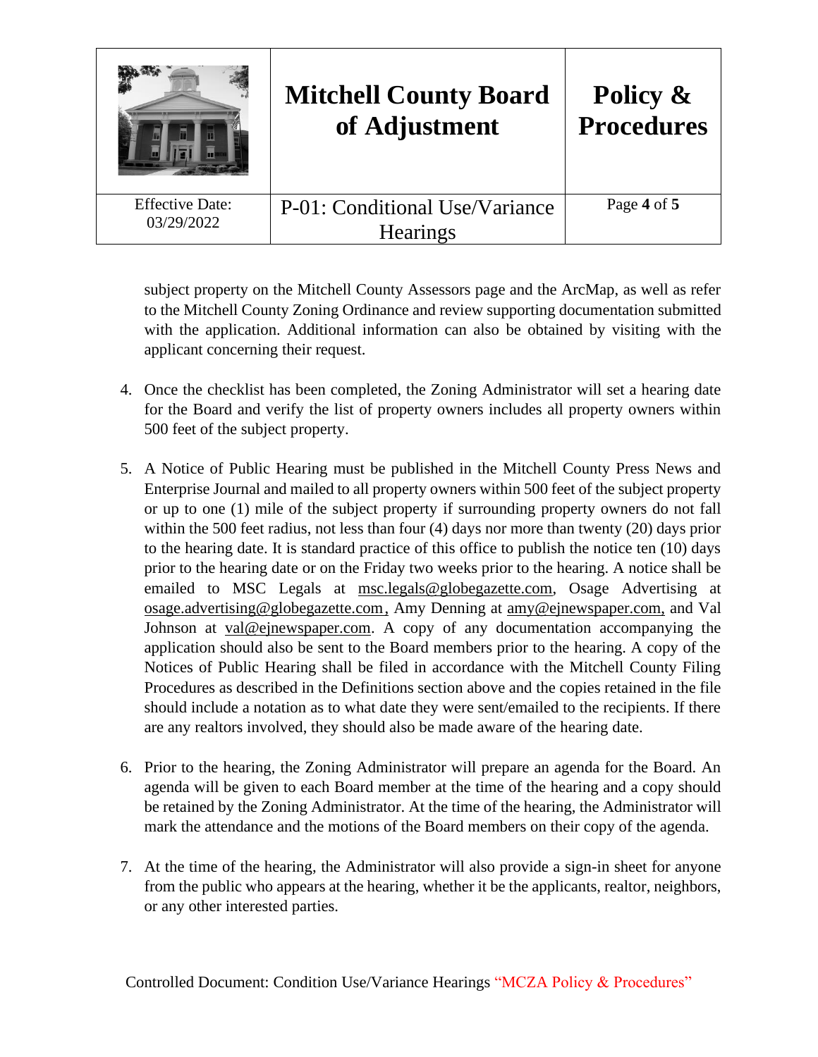subject property on the Mitchell County Assessors page and the ArcMap, as well as refer to the Mitchell County Zoning Ordinance and review supporting documentation submitted with the application. Additional information can also be obtained by visiting with the applicant concerning their request.

4. Once the checklist has been completed, the Zoning Administrator will set a hearing date for the Board and verify the list of property owners includes all property owners within 500 feet of the subject property.

5. A Notice of Public Hearing must be published in the Mitchell County Press News and Enterprise Journal and mailed to all property owners within 500 feet of the subject property or up to one (1) mile of the subject property if surrounding property owners do not fall within the 500 feet radius, not less than four (4) days nor more than twenty (20) days prior to the hearing date. It is standard practice of this office to publish the notice ten (10) days prior to the hearing date or on the Friday two weeks prior to the hearing. A notice shall be emailed to MSC Legals at msc.legals@globegazette.com, Osage Advertising at osage.advertising@globegazette.com, Amy Denning at amy@ejnewspaper.com, and Val Johnson at val@ejnewspaper.com. A copy of any documentation accompanying the application should also be sent to the Board members prior to the hearing. A copy of the Notices of Public Hearing shall be filed in accordance with the Mitchell County Filing Procedures as described in the Definitions section above and the copies retained in the file should include a notation as to what date they were sent/emailed to the recipients. If there are any realtors involved, they should also be made aware of the hearing date.

6. Prior to the hearing, the Zoning Administrator will prepare an agenda for the Board. An agenda will be given to each Board member at the time of the hearing and a copy should be retained by the Zoning Administrator. At the time of the hearing, the Administrator will mark the attendance and the motions of the Board members on their copy of the agenda.

7. At the time of the hearing, the Administrator will also provide a sign-in sheet for anyone from the public who appears at the hearing, whether it be the applicants, realtor, neighbors, or any other interested parties.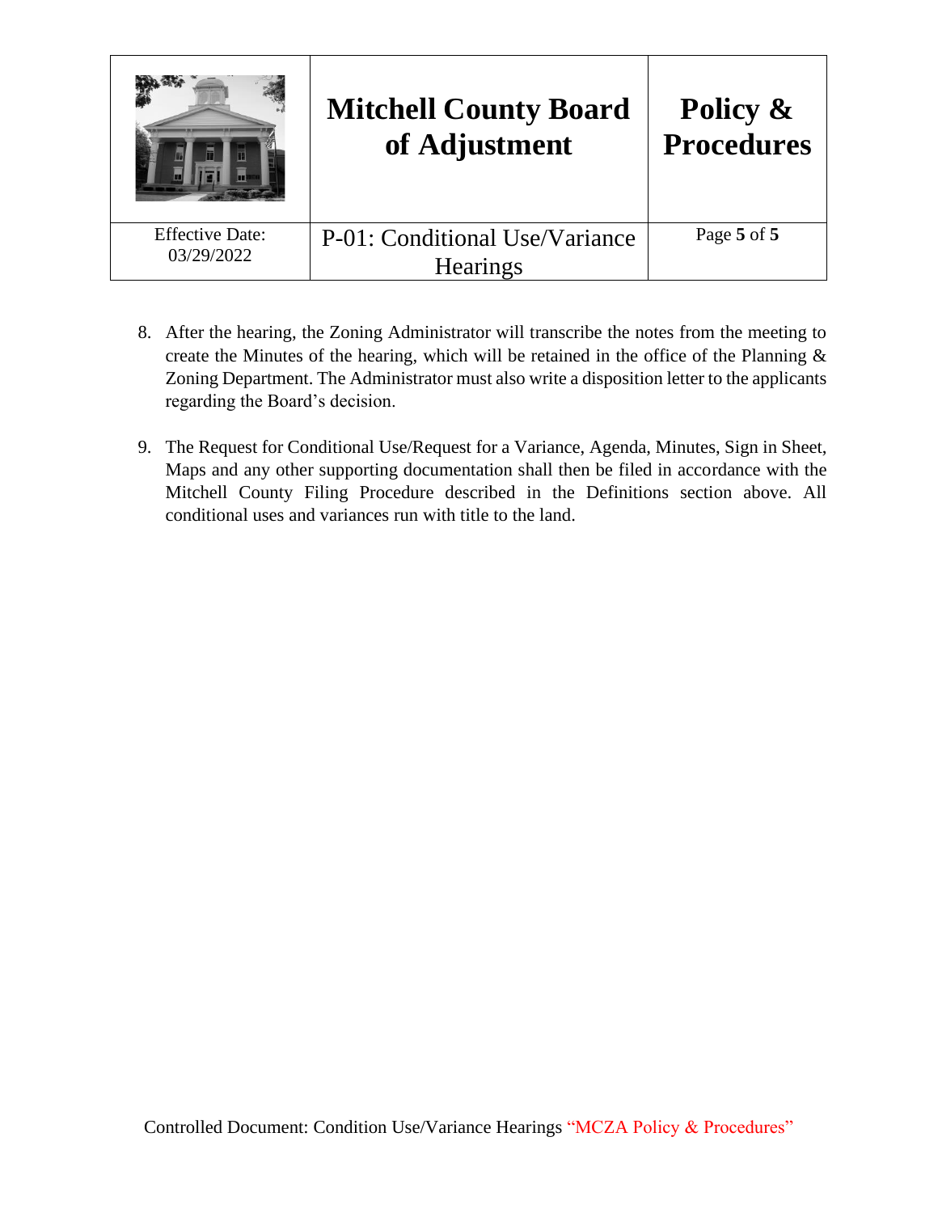8. After the hearing, the Zoning Administrator will transcribe the notes from the meeting to create the Minutes of the hearing, which will be retained in the office of the Planning & Zoning Department. The Administrator must also write a disposition letter to the applicants regarding the Board's decision.

9. The Request for Conditional Use/Request for a Variance, Agenda, Minutes, Sign in Sheet, Maps and any other supporting documentation shall then be filed in accordance with the Mitchell County Filing Procedure described in the Definitions section above. All conditional uses and variances run with title to the land.